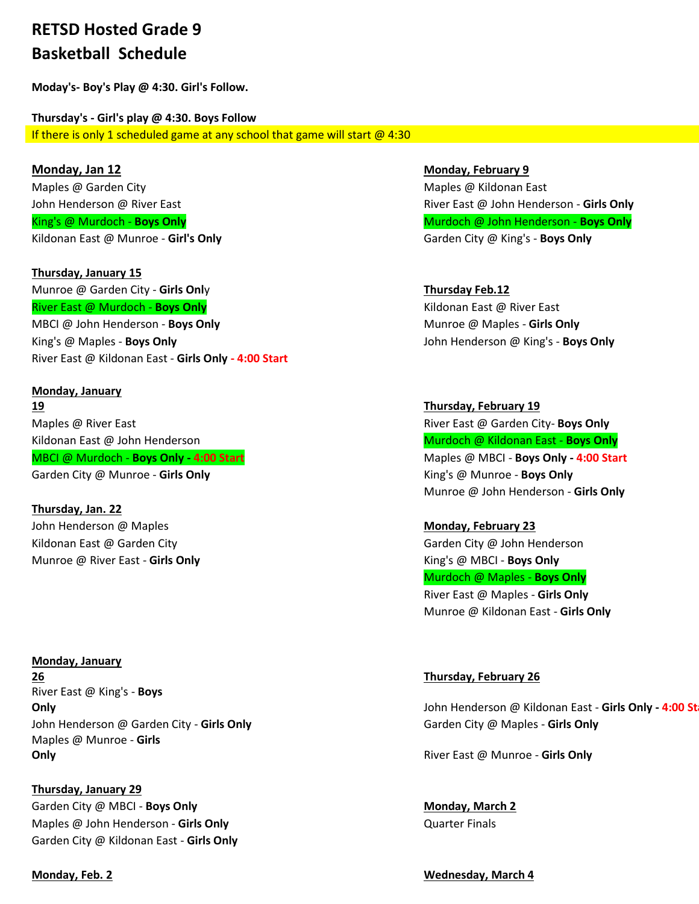# RETSD Hosted Grade 9 Basketball Schedule

**Moday's- Boy's Play @ 4:30. Girl's Follow.**

**Thursday's - Girl's play @ 4:30. Boys Follow**

If there is only 1 scheduled game at any school that game will start @ 4:30

**Monday, Jan 12**

Maples @ Garden City
John Henderson @ River East
King's @ Murdoch - **Boys Only**
Kildonan East @ Munroe - **Girl's Only**

**Thursday, January 15**

Munroe @ Garden City - **Girls Only**
River East @ Murdoch - **Boys Only**
MBCI @ John Henderson - **Boys Only**
King's @ Maples - **Boys Only**
River East @ Kildonan East - **Girls Only - 4:00 Start**

**Monday, January 19**

Maples @ River East
Kildonan East @ John Henderson
MBCI @ Murdoch - **Boys Only - 4:00 Start**
Garden City @ Munroe - **Girls Only**

**Thursday, Jan. 22**

John Henderson @ Maples
Kildonan East @ Garden City
Munroe @ River East - **Girls Only**

**Monday, January 26**

River East @ King's - **Boys Only**
John Henderson @ Garden City - **Girls Only**
Maples @ Munroe - **Girls Only**

**Thursday, January 29**

Garden City @ MBCI - **Boys Only**
Maples @ John Henderson - **Girls Only**
Garden City @ Kildonan East - **Girls Only**

**Monday, Feb. 2**

**Monday, February 9**

Maples @ Kildonan East
River East @ John Henderson - **Girls Only**
Murdoch @ John Henderson - **Boys Only**
Garden City @ King's - **Boys Only**

**Thursday Feb.12**

Kildonan East @ River East
Munroe @ Maples - **Girls Only**
John Henderson @ King's - **Boys Only**

**Thursday, February 19**

River East @ Garden City- **Boys Only**
Murdoch @ Kildonan East - **Boys Only**
Maples @ MBCI - **Boys Only - 4:00 Start**
King's @ Munroe - **Boys Only**
Munroe @ John Henderson - **Girls Only**

**Monday, February 23**

Garden City @ John Henderson
King's @ MBCI - **Boys Only**
Murdoch @ Maples - **Boys Only**
River East @ Maples - **Girls Only**
Munroe @ Kildonan East - **Girls Only**

**Thursday, February 26**

John Henderson @ Kildonan East - **Girls Only - 4:00 Sta**
Garden City @ Maples - **Girls Only**
River East @ Munroe - **Girls Only**

**Monday, March 2**

Quarter Finals

**Wednesday, March 4**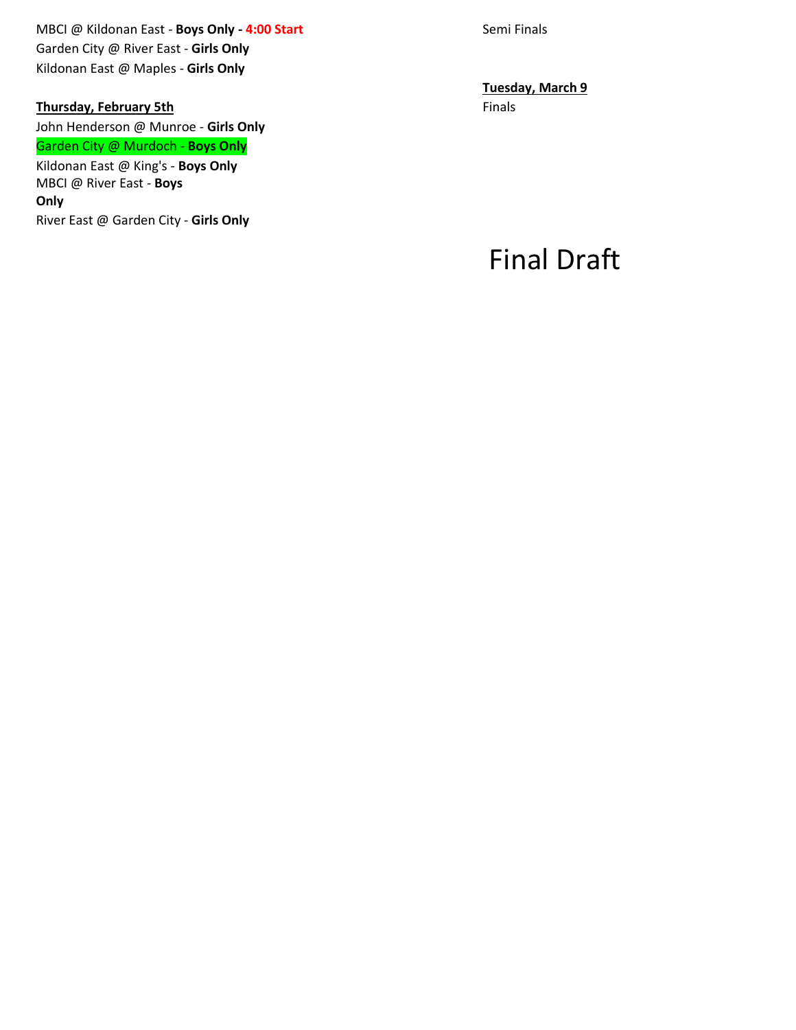MBCI @ Kildonan East - **Boys Only - 4:00 Start**
Garden City @ River East - **Girls Only**
Kildonan East @ Maples - **Girls Only**

**Thursday, February 5th**

John Henderson @ Munroe - **Girls Only**
Garden City @ Murdoch - **Boys Only**
Kildonan East @ King's - **Boys Only**
MBCI @ River East - **Boys Only**
River East @ Garden City - **Girls Only**

Semi Finals

**Tuesday, March 9**

Finals

Final Draft